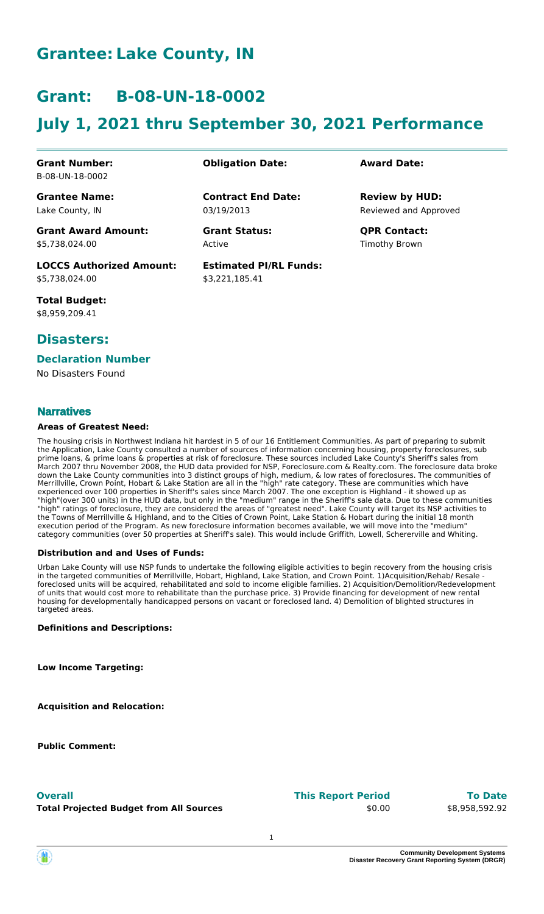# Grantee: Lake County, IN

# Grant: B-08-UN-18-0002

# July 1, 2021 thru September 30, 2021 Performance

| | | |
|---|---|---|
| **Grant Number:** B-08-UN-18-0002 | **Obligation Date:** | **Award Date:** |
| **Grantee Name:** Lake County, IN | **Contract End Date:** 03/19/2013 | **Review by HUD:** Reviewed and Approved |
| **Grant Award Amount:** $5,738,024.00 | **Grant Status:** Active | **QPR Contact:** Timothy Brown |
| **LOCCS Authorized Amount:** $5,738,024.00 | **Estimated PI/RL Funds:** $3,221,185.41 | |
| **Total Budget:** $8,959,209.41 | | |

## Disasters:

### Declaration Number

No Disasters Found

## Narratives

### Areas of Greatest Need:

The housing crisis in Northwest Indiana hit hardest in 5 of our 16 Entitlement Communities. As part of preparing to submit the Application, Lake County consulted a number of sources of information concerning housing, property foreclosures, sub prime loans, & prime loans & properties at risk of foreclosure. These sources included Lake County's Sheriff's sales from March 2007 thru November 2008, the HUD data provided for NSP, Foreclosure.com & Realty.com. The foreclosure data broke down the Lake County communities into 3 distinct groups of high, medium, & low rates of foreclosures. The communities of Merrillville, Crown Point, Hobart & Lake Station are all in the "high" rate category. These are communities which have experienced over 100 properties in Sheriff's sales since March 2007. The one exception is Highland - it showed up as "high"(over 300 units) in the HUD data, but only in the "medium" range in the Sheriff's sale data. Due to these communities "high" ratings of foreclosure, they are considered the areas of "greatest need". Lake County will target its NSP activities to the Towns of Merrillville & Highland, and to the Cities of Crown Point, Lake Station & Hobart during the initial 18 month execution period of the Program. As new foreclosure information becomes available, we will move into the "medium" category communities (over 50 properties at Sheriff's sale). This would include Griffith, Lowell, Schererville and Whiting.

### Distribution and and Uses of Funds:

Urban Lake County will use NSP funds to undertake the following eligible activities to begin recovery from the housing crisis in the targeted communities of Merrillville, Hobart, Highland, Lake Station, and Crown Point. 1)Acquisition/Rehab/ Resale - foreclosed units will be acquired, rehabilitated and sold to income eligible families. 2) Acquisition/Demolition/Redevelopment of units that would cost more to rehabilitate than the purchase price. 3) Provide financing for development of new rental housing for developmentally handicapped persons on vacant or foreclosed land. 4) Demolition of blighted structures in targeted areas.

### Definitions and Descriptions:

### Low Income Targeting:

### Acquisition and Relocation:

### Public Comment:

| **Overall** | **This Report Period** | **To Date** |
|---|---|---|
| **Total Projected Budget from All Sources** | $0.00 | $8,958,592.92 |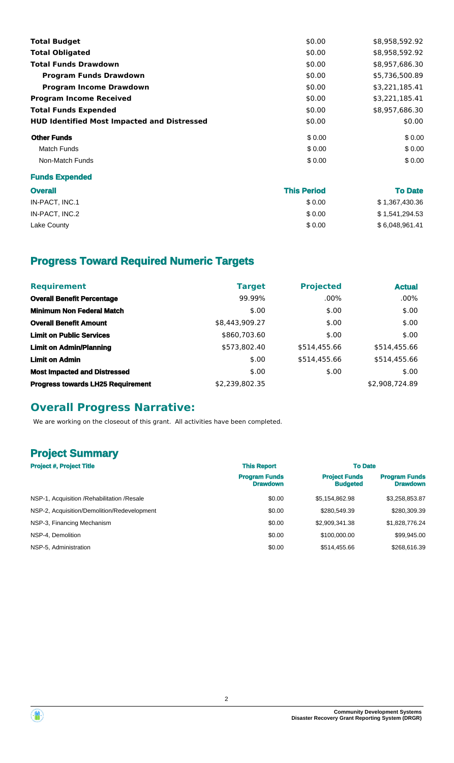| | | |
|---|---|---|
| **Total Budget** | $0.00 | $8,958,592.92 |
| **Total Obligated** | $0.00 | $8,958,592.92 |
| **Total Funds Drawdown** | $0.00 | $8,957,686.30 |
| **Program Funds Drawdown** | $0.00 | $5,736,500.89 |
| **Program Income Drawdown** | $0.00 | $3,221,185.41 |
| **Program Income Received** | $0.00 | $3,221,185.41 |
| **Total Funds Expended** | $0.00 | $8,957,686.30 |
| **HUD Identified Most Impacted and Distressed** | $0.00 | $0.00 |
| **Other Funds** | $ 0.00 | $ 0.00 |
| Match Funds | $ 0.00 | $ 0.00 |
| Non-Match Funds | $ 0.00 | $ 0.00 |

**Funds Expended**

| **Overall** | **This Period** | **To Date** |
|---|---|---|
| IN-PACT, INC.1 | $ 0.00 | $ 1,367,430.36 |
| IN-PACT, INC.2 | $ 0.00 | $ 1,541,294.53 |
| Lake County | $ 0.00 | $ 6,048,961.41 |

## Progress Toward Required Numeric Targets

| **Requirement** | **Target** | **Projected** | **Actual** |
|---|---|---|---|
| **Overall Benefit Percentage** | 99.99% | .00% | .00% |
| **Minimum Non Federal Match** | $.00 | $.00 | $.00 |
| **Overall Benefit Amount** | $8,443,909.27 | $.00 | $.00 |
| **Limit on Public Services** | $860,703.60 | $.00 | $.00 |
| **Limit on Admin/Planning** | $573,802.40 | $514,455.66 | $514,455.66 |
| **Limit on Admin** | $.00 | $514,455.66 | $514,455.66 |
| **Most Impacted and Distressed** | $.00 | $.00 | $.00 |
| **Progress towards LH25 Requirement** | $2,239,802.35 | | $2,908,724.89 |

## Overall Progress Narrative:

We are working on the closeout of this grant. All activities have been completed.

## Project Summary

| **Project #, Project Title** | **This Report** | **To Date** | |
|---|---|---|---|
| | **Program Funds Drawdown** | **Project Funds Budgeted** | **Program Funds Drawdown** |
| NSP-1, Acquisition /Rehabilitation /Resale | $0.00 | $5,154,862.98 | $3,258,853.87 |
| NSP-2, Acquisition/Demolition/Redevelopment | $0.00 | $280,549.39 | $280,309.39 |
| NSP-3, Financing Mechanism | $0.00 | $2,909,341.38 | $1,828,776.24 |
| NSP-4, Demolition | $0.00 | $100,000.00 | $99,945.00 |
| NSP-5, Administration | $0.00 | $514,455.66 | $268,616.39 |